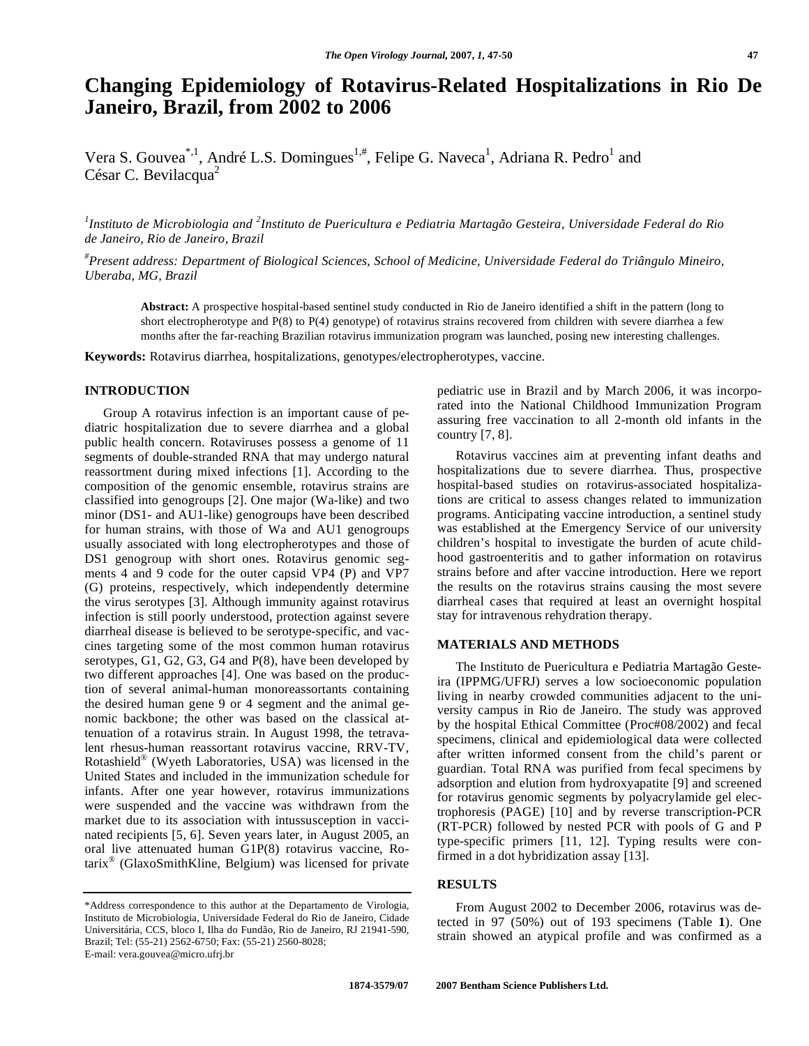# Changing Epidemiology of Rotavirus-Related Hospitalizations in Rio De Janeiro, Brazil, from 2002 to 2006

Vera S. Gouvea[*,1], André L.S. Domingues[1,#], Felipe G. Naveca[1], Adriana R. Pedro[1] and César C. Bevilacqua[2]

[1]*Instituto de Microbiologia and* [2]*Instituto de Puericultura e Pediatria Martagão Gesteira, Universidade Federal do Rio de Janeiro, Rio de Janeiro, Brazil*

[#]*Present address: Department of Biological Sciences, School of Medicine, Universidade Federal do Triângulo Mineiro, Uberaba, MG, Brazil*

**Abstract:** A prospective hospital-based sentinel study conducted in Rio de Janeiro identified a shift in the pattern (long to short electropherotype and P(8) to P(4) genotype) of rotavirus strains recovered from children with severe diarrhea a few months after the far-reaching Brazilian rotavirus immunization program was launched, posing new interesting challenges.

**Keywords:** Rotavirus diarrhea, hospitalizations, genotypes/electropherotypes, vaccine.

## INTRODUCTION

Group A rotavirus infection is an important cause of pediatric hospitalization due to severe diarrhea and a global public health concern. Rotaviruses possess a genome of 11 segments of double-stranded RNA that may undergo natural reassortment during mixed infections [1]. According to the composition of the genomic ensemble, rotavirus strains are classified into genogroups [2]. One major (Wa-like) and two minor (DS1- and AU1-like) genogroups have been described for human strains, with those of Wa and AU1 genogroups usually associated with long electropherotypes and those of DS1 genogroup with short ones. Rotavirus genomic segments 4 and 9 code for the outer capsid VP4 (P) and VP7 (G) proteins, respectively, which independently determine the virus serotypes [3]. Although immunity against rotavirus infection is still poorly understood, protection against severe diarrheal disease is believed to be serotype-specific, and vaccines targeting some of the most common human rotavirus serotypes, G1, G2, G3, G4 and P(8), have been developed by two different approaches [4]. One was based on the production of several animal-human monoreassortants containing the desired human gene 9 or 4 segment and the animal genomic backbone; the other was based on the classical attenuation of a rotavirus strain. In August 1998, the tetravalent rhesus-human reassortant rotavirus vaccine, RRV-TV, Rotashield® (Wyeth Laboratories, USA) was licensed in the United States and included in the immunization schedule for infants. After one year however, rotavirus immunizations were suspended and the vaccine was withdrawn from the market due to its association with intussusception in vaccinated recipients [5, 6]. Seven years later, in August 2005, an oral live attenuated human G1P(8) rotavirus vaccine, Rotarix® (GlaxoSmithKline, Belgium) was licensed for private pediatric use in Brazil and by March 2006, it was incorporated into the National Childhood Immunization Program assuring free vaccination to all 2-month old infants in the country [7, 8].

Rotavirus vaccines aim at preventing infant deaths and hospitalizations due to severe diarrhea. Thus, prospective hospital-based studies on rotavirus-associated hospitalizations are critical to assess changes related to immunization programs. Anticipating vaccine introduction, a sentinel study was established at the Emergency Service of our university children's hospital to investigate the burden of acute childhood gastroenteritis and to gather information on rotavirus strains before and after vaccine introduction. Here we report the results on the rotavirus strains causing the most severe diarrheal cases that required at least an overnight hospital stay for intravenous rehydration therapy.

## MATERIALS AND METHODS

The Instituto de Puericultura e Pediatria Martagão Gesteira (IPPMG/UFRJ) serves a low socioeconomic population living in nearby crowded communities adjacent to the university campus in Rio de Janeiro. The study was approved by the hospital Ethical Committee (Proc#08/2002) and fecal specimens, clinical and epidemiological data were collected after written informed consent from the child's parent or guardian. Total RNA was purified from fecal specimens by adsorption and elution from hydroxyapatite [9] and screened for rotavirus genomic segments by polyacrylamide gel electrophoresis (PAGE) [10] and by reverse transcription-PCR (RT-PCR) followed by nested PCR with pools of G and P type-specific primers [11, 12]. Typing results were confirmed in a dot hybridization assay [13].

## RESULTS

From August 2002 to December 2006, rotavirus was detected in 97 (50%) out of 193 specimens (Table **1**). One strain showed an atypical profile and was confirmed as a

---

*Address correspondence to this author at the Departamento de Virologia, Instituto de Microbiologia, Universidade Federal do Rio de Janeiro, Cidade Universitária, CCS, bloco I, Ilha do Fundão, Rio de Janeiro, RJ 21941-590, Brazil; Tel: (55-21) 2562-6750; Fax: (55-21) 2560-8028; E-mail: vera.gouvea@micro.ufrj.br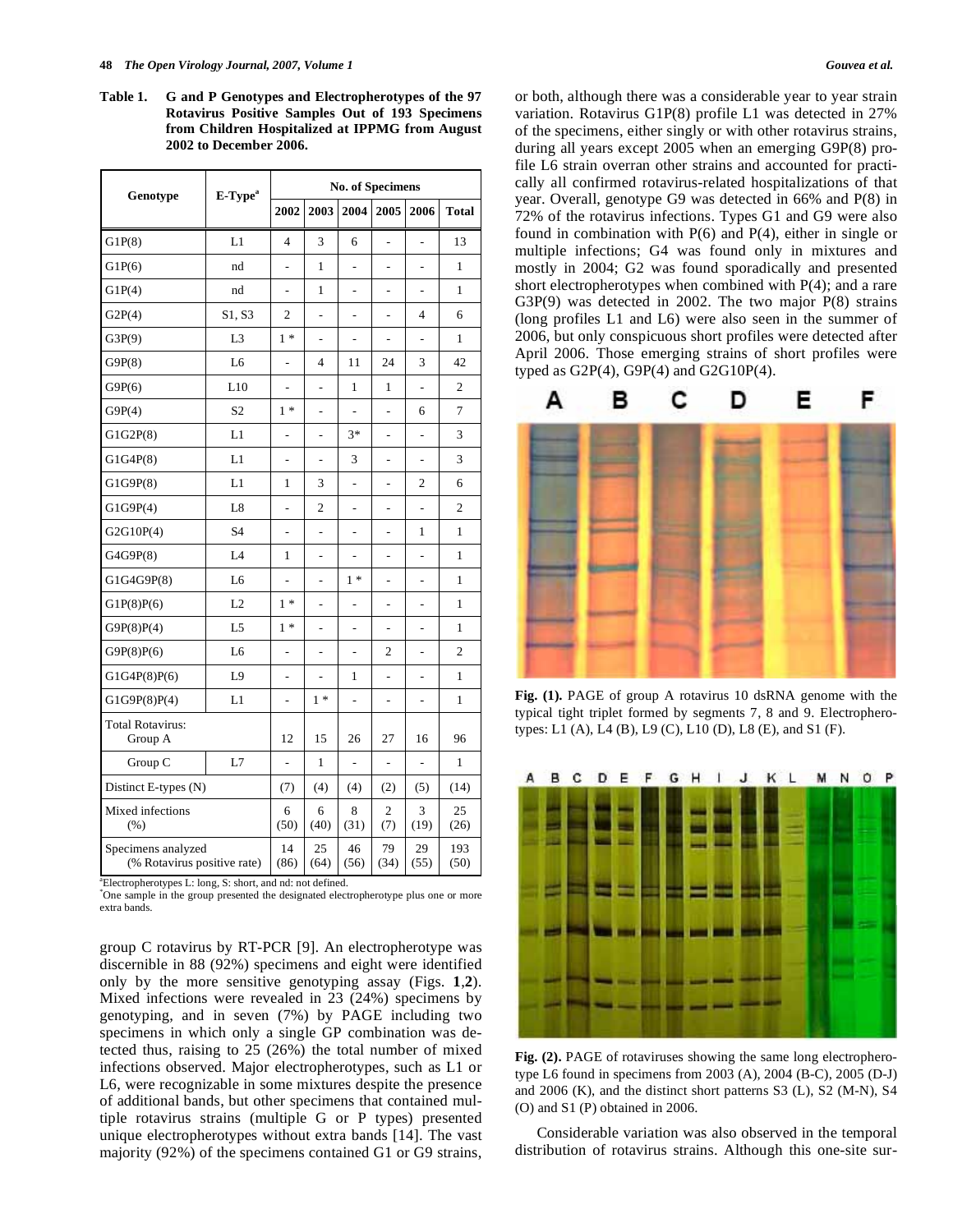**Table 1. G and P Genotypes and Electropherotypes of the 97 Rotavirus Positive Samples Out of 193 Specimens from Children Hospitalized at IPPMG from August 2002 to December 2006.**

| Genotype | E-Type[a] | No. of Specimens | | | | | |
|---|---|---|---|---|---|---|---|
| | | 2002 | 2003 | 2004 | 2005 | 2006 | Total |
| G1P(8) | L1 | 4 | 3 | 6 | - | - | 13 |
| G1P(6) | nd | - | 1 | - | - | - | 1 |
| G1P(4) | nd | - | 1 | - | - | - | 1 |
| G2P(4) | S1, S3 | 2 | - | - | - | 4 | 6 |
| G3P(9) | L3 | 1 * | - | - | - | - | 1 |
| G9P(8) | L6 | - | 4 | 11 | 24 | 3 | 42 |
| G9P(6) | L10 | - | - | 1 | 1 | - | 2 |
| G9P(4) | S2 | 1 * | - | - | - | 6 | 7 |
| G1G2P(8) | L1 | - | - | 3* | - | - | 3 |
| G1G4P(8) | L1 | - | - | 3 | - | - | 3 |
| G1G9P(8) | L1 | 1 | 3 | - | - | 2 | 6 |
| G1G9P(4) | L8 | - | 2 | - | - | - | 2 |
| G2G10P(4) | S4 | - | - | - | - | 1 | 1 |
| G4G9P(8) | L4 | 1 | - | - | - | - | 1 |
| G1G4G9P(8) | L6 | - | - | 1 * | - | - | 1 |
| G1P(8)P(6) | L2 | 1 * | - | - | - | - | 1 |
| G9P(8)P(4) | L5 | 1 * | - | - | - | - | 1 |
| G9P(8)P(6) | L6 | - | - | - | 2 | - | 2 |
| G1G4P(8)P(6) | L9 | - | - | 1 | - | - | 1 |
| G1G9P(8)P(4) | L1 | - | 1 * | - | - | - | 1 |
| Total Rotavirus: Group A | | 12 | 15 | 26 | 27 | 16 | 96 |
| Group C | L7 | - | 1 | - | - | - | 1 |
| Distinct E-types (N) | | (7) | (4) | (4) | (2) | (5) | (14) |
| Mixed infections (%) | | 6 (50) | 6 (40) | 8 (31) | 2 (7) | 3 (19) | 25 (26) |
| Specimens analyzed (% Rotavirus positive rate) | | 14 (86) | 25 (64) | 46 (56) | 79 (34) | 29 (55) | 193 (50) |

[a]Electropherotypes L: long, S: short, and nd: not defined.
[*]One sample in the group presented the designated electropherotype plus one or more extra bands.

group C rotavirus by RT-PCR [9]. An electropherotype was discernible in 88 (92%) specimens and eight were identified only by the more sensitive genotyping assay (Figs. **1**,**2**). Mixed infections were revealed in 23 (24%) specimens by genotyping, and in seven (7%) by PAGE including two specimens in which only a single GP combination was detected thus, raising to 25 (26%) the total number of mixed infections observed. Major electropherotypes, such as L1 or L6, were recognizable in some mixtures despite the presence of additional bands, but other specimens that contained multiple rotavirus strains (multiple G or P types) presented unique electropherotypes without extra bands [14]. The vast majority (92%) of the specimens contained G1 or G9 strains, or both, although there was a considerable year to year strain variation. Rotavirus G1P(8) profile L1 was detected in 27% of the specimens, either singly or with other rotavirus strains, during all years except 2005 when an emerging G9P(8) profile L6 strain overran other strains and accounted for practically all confirmed rotavirus-related hospitalizations of that year. Overall, genotype G9 was detected in 66% and P(8) in 72% of the rotavirus infections. Types G1 and G9 were also found in combination with P(6) and P(4), either in single or multiple infections; G4 was found only in mixtures and mostly in 2004; G2 was found sporadically and presented short electropherotypes when combined with P(4); and a rare G3P(9) was detected in 2002. The two major P(8) strains (long profiles L1 and L6) were also seen in the summer of 2006, but only conspicuous short profiles were detected after April 2006. Those emerging strains of short profiles were typed as G2P(4), G9P(4) and G2G10P(4).

**Fig. (1).** PAGE of group A rotavirus 10 dsRNA genome with the typical tight triplet formed by segments 7, 8 and 9. Electropherotypes: L1 (A), L4 (B), L9 (C), L10 (D), L8 (E), and S1 (F).

**Fig. (2).** PAGE of rotaviruses showing the same long electropherotype L6 found in specimens from 2003 (A), 2004 (B-C), 2005 (D-J) and 2006 (K), and the distinct short patterns S3 (L), S2 (M-N), S4 (O) and S1 (P) obtained in 2006.

Considerable variation was also observed in the temporal distribution of rotavirus strains. Although this one-site sur-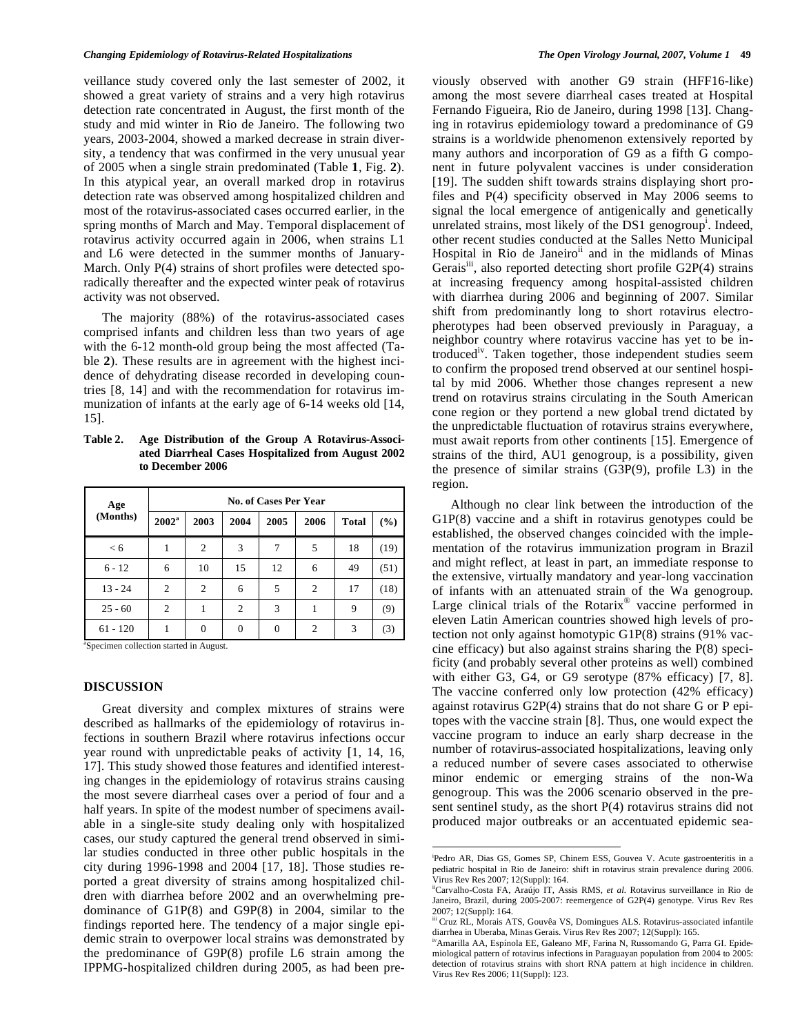veillance study covered only the last semester of 2002, it showed a great variety of strains and a very high rotavirus detection rate concentrated in August, the first month of the study and mid winter in Rio de Janeiro. The following two years, 2003-2004, showed a marked decrease in strain diversity, a tendency that was confirmed in the very unusual year of 2005 when a single strain predominated (Table **1**, Fig. **2**). In this atypical year, an overall marked drop in rotavirus detection rate was observed among hospitalized children and most of the rotavirus-associated cases occurred earlier, in the spring months of March and May. Temporal displacement of rotavirus activity occurred again in 2006, when strains L1 and L6 were detected in the summer months of January-March. Only P(4) strains of short profiles were detected sporadically thereafter and the expected winter peak of rotavirus activity was not observed.

The majority (88%) of the rotavirus-associated cases comprised infants and children less than two years of age with the 6-12 month-old group being the most affected (Table **2**). These results are in agreement with the highest incidence of dehydrating disease recorded in developing countries [8, 14] and with the recommendation for rotavirus immunization of infants at the early age of 6-14 weeks old [14, 15].

**Table 2. Age Distribution of the Group A Rotavirus-Associated Diarrheal Cases Hospitalized from August 2002 to December 2006**

| Age (Months) | No. of Cases Per Year | | | | | | |
|---|---|---|---|---|---|---|---|
| | 2002[a] | 2003 | 2004 | 2005 | 2006 | Total | (%) |
| < 6 | 1 | 2 | 3 | 7 | 5 | 18 | (19) |
| 6 - 12 | 6 | 10 | 15 | 12 | 6 | 49 | (51) |
| 13 - 24 | 2 | 2 | 6 | 5 | 2 | 17 | (18) |
| 25 - 60 | 2 | 1 | 2 | 3 | 1 | 9 | (9) |
| 61 - 120 | 1 | 0 | 0 | 0 | 2 | 3 | (3) |

[a]Specimen collection started in August.

## DISCUSSION

Great diversity and complex mixtures of strains were described as hallmarks of the epidemiology of rotavirus infections in southern Brazil where rotavirus infections occur year round with unpredictable peaks of activity [1, 14, 16, 17]. This study showed those features and identified interesting changes in the epidemiology of rotavirus strains causing the most severe diarrheal cases over a period of four and a half years. In spite of the modest number of specimens available in a single-site study dealing only with hospitalized cases, our study captured the general trend observed in similar studies conducted in three other public hospitals in the city during 1996-1998 and 2004 [17, 18]. Those studies reported a great diversity of strains among hospitalized children with diarrhea before 2002 and an overwhelming predominance of G1P(8) and G9P(8) in 2004, similar to the findings reported here. The tendency of a major single epidemic strain to overpower local strains was demonstrated by the predominance of G9P(8) profile L6 strain among the IPPMG-hospitalized children during 2005, as had been previously observed with another G9 strain (HFF16-like) among the most severe diarrheal cases treated at Hospital Fernando Figueira, Rio de Janeiro, during 1998 [13]. Changing in rotavirus epidemiology toward a predominance of G9 strains is a worldwide phenomenon extensively reported by many authors and incorporation of G9 as a fifth G component in future polyvalent vaccines is under consideration [19]. The sudden shift towards strains displaying short profiles and P(4) specificity observed in May 2006 seems to signal the local emergence of antigenically and genetically unrelated strains, most likely of the DS1 genogroup[i]. Indeed, other recent studies conducted at the Salles Netto Municipal Hospital in Rio de Janeiro[ii] and in the midlands of Minas Gerais[iii], also reported detecting short profile G2P(4) strains at increasing frequency among hospital-assisted children with diarrhea during 2006 and beginning of 2007. Similar shift from predominantly long to short rotavirus electropherotypes had been observed previously in Paraguay, a neighbor country where rotavirus vaccine has yet to be introduced[iv]. Taken together, these independent studies seem to confirm the proposed trend observed at our sentinel hospital by mid 2006. Whether those changes represent a new trend on rotavirus strains circulating in the South American cone region or they portend a new global trend dictated by the unpredictable fluctuation of rotavirus strains everywhere, must await reports from other continents [15]. Emergence of strains of the third, AU1 genogroup, is a possibility, given the presence of similar strains (G3P(9), profile L3) in the region.

Although no clear link between the introduction of the G1P(8) vaccine and a shift in rotavirus genotypes could be established, the observed changes coincided with the implementation of the rotavirus immunization program in Brazil and might reflect, at least in part, an immediate response to the extensive, virtually mandatory and year-long vaccination of infants with an attenuated strain of the Wa genogroup. Large clinical trials of the Rotarix® vaccine performed in eleven Latin American countries showed high levels of protection not only against homotypic G1P(8) strains (91% vaccine efficacy) but also against strains sharing the P(8) specificity (and probably several other proteins as well) combined with either G3, G4, or G9 serotype (87% efficacy) [7, 8]. The vaccine conferred only low protection (42% efficacy) against rotavirus G2P(4) strains that do not share G or P epitopes with the vaccine strain [8]. Thus, one would expect the vaccine program to induce an early sharp decrease in the number of rotavirus-associated hospitalizations, leaving only a reduced number of severe cases associated to otherwise minor endemic or emerging strains of the non-Wa genogroup. This was the 2006 scenario observed in the present sentinel study, as the short P(4) rotavirus strains did not produced major outbreaks or an accentuated epidemic sea-

---

[i]Pedro AR, Dias GS, Gomes SP, Chinem ESS, Gouvea V. Acute gastroenteritis in a pediatric hospital in Rio de Janeiro: shift in rotavirus strain prevalence during 2006. Virus Rev Res 2007; 12(Suppl): 164.

[ii]Carvalho-Costa FA, Araújo IT, Assis RMS, *et al*. Rotavirus surveillance in Rio de Janeiro, Brazil, during 2005-2007: reemergence of G2P(4) genotype. Virus Rev Res 2007; 12(Suppl): 164.

[iii] Cruz RL, Morais ATS, Gouvêa VS, Domingues ALS. Rotavirus-associated infantile diarrhea in Uberaba, Minas Gerais. Virus Rev Res 2007; 12(Suppl): 165.

[iv]Amarilla AA, Espínola EE, Galeano MF, Farina N, Russomando G, Parra GI. Epidemiological pattern of rotavirus infections in Paraguayan population from 2004 to 2005: detection of rotavirus strains with short RNA pattern at high incidence in children. Virus Rev Res 2006; 11(Suppl): 123.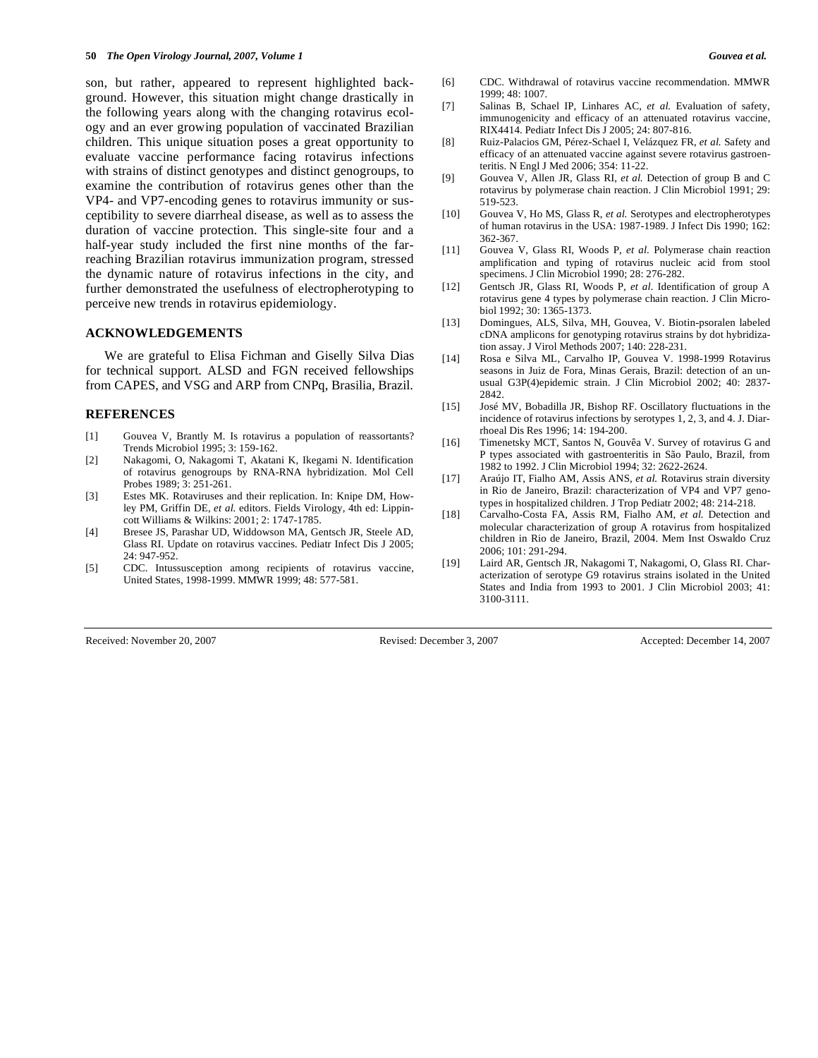son, but rather, appeared to represent highlighted background. However, this situation might change drastically in the following years along with the changing rotavirus ecology and an ever growing population of vaccinated Brazilian children. This unique situation poses a great opportunity to evaluate vaccine performance facing rotavirus infections with strains of distinct genotypes and distinct genogroups, to examine the contribution of rotavirus genes other than the VP4- and VP7-encoding genes to rotavirus immunity or susceptibility to severe diarrheal disease, as well as to assess the duration of vaccine protection. This single-site four and a half-year study included the first nine months of the far-reaching Brazilian rotavirus immunization program, stressed the dynamic nature of rotavirus infections in the city, and further demonstrated the usefulness of electropherotyping to perceive new trends in rotavirus epidemiology.

## ACKNOWLEDGEMENTS

We are grateful to Elisa Fichman and Giselly Silva Dias for technical support. ALSD and FGN received fellowships from CAPES, and VSG and ARP from CNPq, Brasilia, Brazil.

## REFERENCES

[1] Gouvea V, Brantly M. Is rotavirus a population of reassortants? Trends Microbiol 1995; 3: 159-162.

[2] Nakagomi, O, Nakagomi T, Akatani K, Ikegami N. Identification of rotavirus genogroups by RNA-RNA hybridization. Mol Cell Probes 1989; 3: 251-261.

[3] Estes MK. Rotaviruses and their replication. In: Knipe DM, Howley PM, Griffin DE, *et al.* editors. Fields Virology, 4th ed: Lippincott Williams & Wilkins: 2001; 2: 1747-1785.

[4] Bresee JS, Parashar UD, Widdowson MA, Gentsch JR, Steele AD, Glass RI. Update on rotavirus vaccines. Pediatr Infect Dis J 2005; 24: 947-952.

[5] CDC. Intussusception among recipients of rotavirus vaccine, United States, 1998-1999. MMWR 1999; 48: 577-581.

[6] CDC. Withdrawal of rotavirus vaccine recommendation. MMWR 1999; 48: 1007.

[7] Salinas B, Schael IP, Linhares AC, *et al.* Evaluation of safety, immunogenicity and efficacy of an attenuated rotavirus vaccine, RIX4414. Pediatr Infect Dis J 2005; 24: 807-816.

[8] Ruiz-Palacios GM, Pérez-Schael I, Velázquez FR, *et al.* Safety and efficacy of an attenuated vaccine against severe rotavirus gastroenteritis. N Engl J Med 2006; 354: 11-22.

[9] Gouvea V, Allen JR, Glass RI, *et al.* Detection of group B and C rotavirus by polymerase chain reaction. J Clin Microbiol 1991; 29: 519-523.

[10] Gouvea V, Ho MS, Glass R, *et al.* Serotypes and electropherotypes of human rotavirus in the USA: 1987-1989. J Infect Dis 1990; 162: 362-367.

[11] Gouvea V, Glass RI, Woods P, *et al.* Polymerase chain reaction amplification and typing of rotavirus nucleic acid from stool specimens. J Clin Microbiol 1990; 28: 276-282.

[12] Gentsch JR, Glass RI, Woods P, *et al.* Identification of group A rotavirus gene 4 types by polymerase chain reaction. J Clin Microbiol 1992; 30: 1365-1373.

[13] Domingues, ALS, Silva, MH, Gouvea, V. Biotin-psoralen labeled cDNA amplicons for genotyping rotavirus strains by dot hybridization assay. J Virol Methods 2007; 140: 228-231.

[14] Rosa e Silva ML, Carvalho IP, Gouvea V. 1998-1999 Rotavirus seasons in Juiz de Fora, Minas Gerais, Brazil: detection of an unusual G3P(4)epidemic strain. J Clin Microbiol 2002; 40: 2837-2842.

[15] José MV, Bobadilla JR, Bishop RF. Oscillatory fluctuations in the incidence of rotavirus infections by serotypes 1, 2, 3, and 4. J. Diarrhoeal Dis Res 1996; 14: 194-200.

[16] Timenetsky MCT, Santos N, Gouvêa V. Survey of rotavirus G and P types associated with gastroenteritis in São Paulo, Brazil, from 1982 to 1992. J Clin Microbiol 1994; 32: 2622-2624.

[17] Araújo IT, Fialho AM, Assis ANS, *et al.* Rotavirus strain diversity in Rio de Janeiro, Brazil: characterization of VP4 and VP7 genotypes in hospitalized children. J Trop Pediatr 2002; 48: 214-218.

[18] Carvalho-Costa FA, Assis RM, Fialho AM, *et al.* Detection and molecular characterization of group A rotavirus from hospitalized children in Rio de Janeiro, Brazil, 2004. Mem Inst Oswaldo Cruz 2006; 101: 291-294.

[19] Laird AR, Gentsch JR, Nakagomi T, Nakagomi, O, Glass RI. Characterization of serotype G9 rotavirus strains isolated in the United States and India from 1993 to 2001. J Clin Microbiol 2003; 41: 3100-3111.

Received: November 20, 2007 Revised: December 3, 2007 Accepted: December 14, 2007